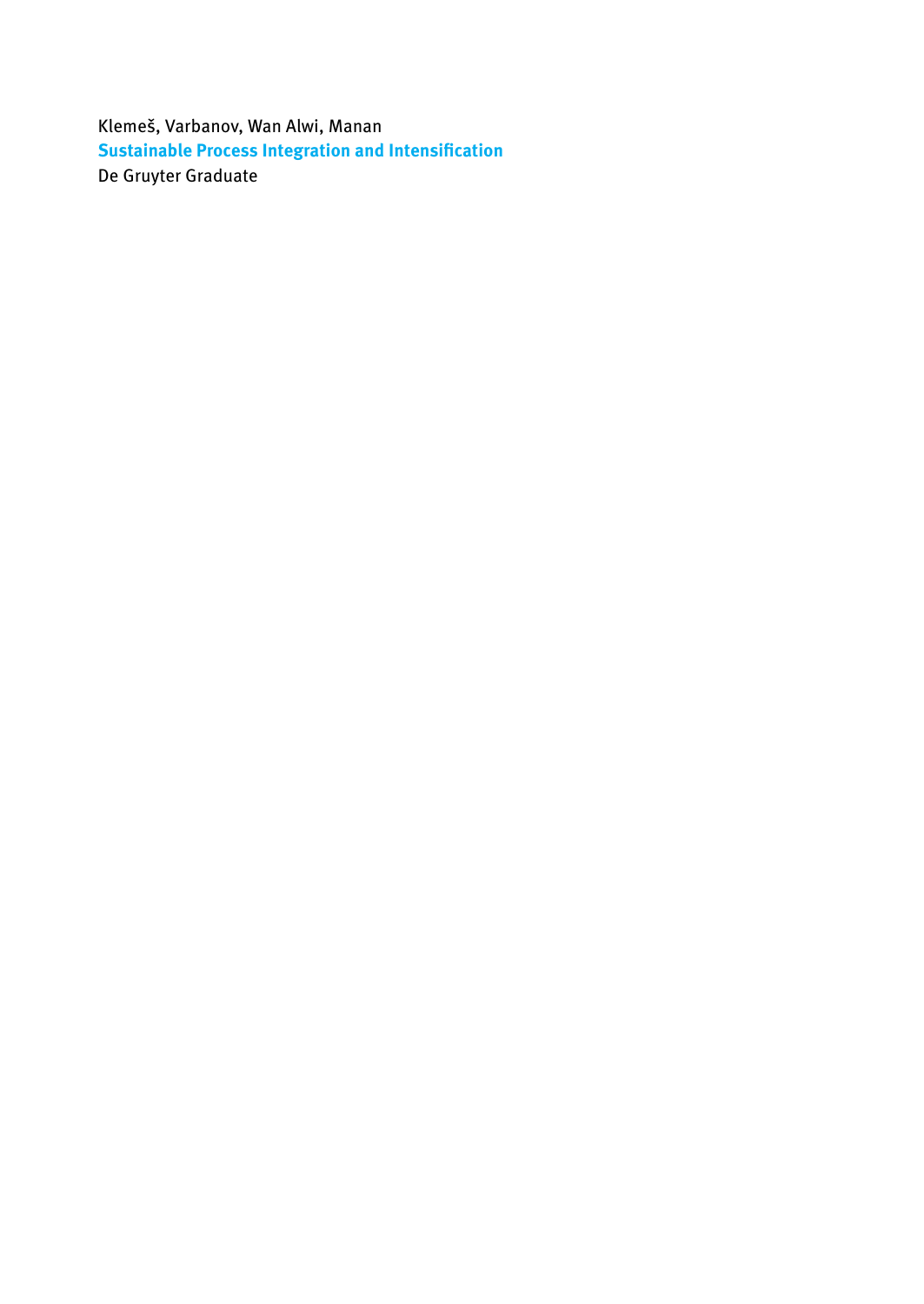Klemeš, Varbanov, Wan Alwi, Manan

**Sustainable Process Integration and Intensification**

De Gruyter Graduate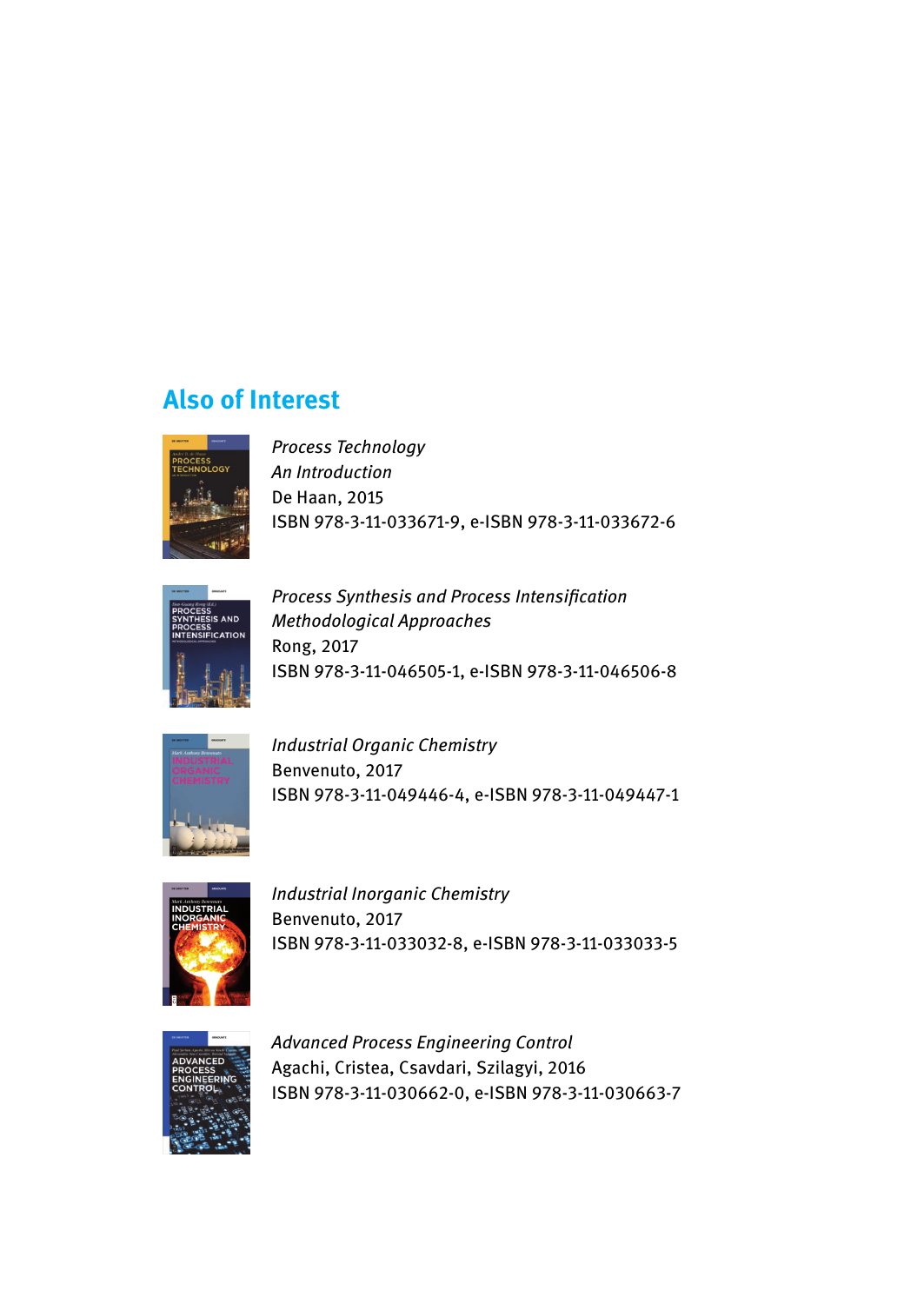## Also of Interest

*Process Technology*
*An Introduction*
De Haan, 2015
ISBN 978-3-11-033671-9, e-ISBN 978-3-11-033672-6

*Process Synthesis and Process Intensification*
*Methodological Approaches*
Rong, 2017
ISBN 978-3-11-046505-1, e-ISBN 978-3-11-046506-8

*Industrial Organic Chemistry*
Benvenuto, 2017
ISBN 978-3-11-049446-4, e-ISBN 978-3-11-049447-1

*Industrial Inorganic Chemistry*
Benvenuto, 2017
ISBN 978-3-11-033032-8, e-ISBN 978-3-11-033033-5

*Advanced Process Engineering Control*
Agachi, Cristea, Csavdari, Szilagyi, 2016
ISBN 978-3-11-030662-0, e-ISBN 978-3-11-030663-7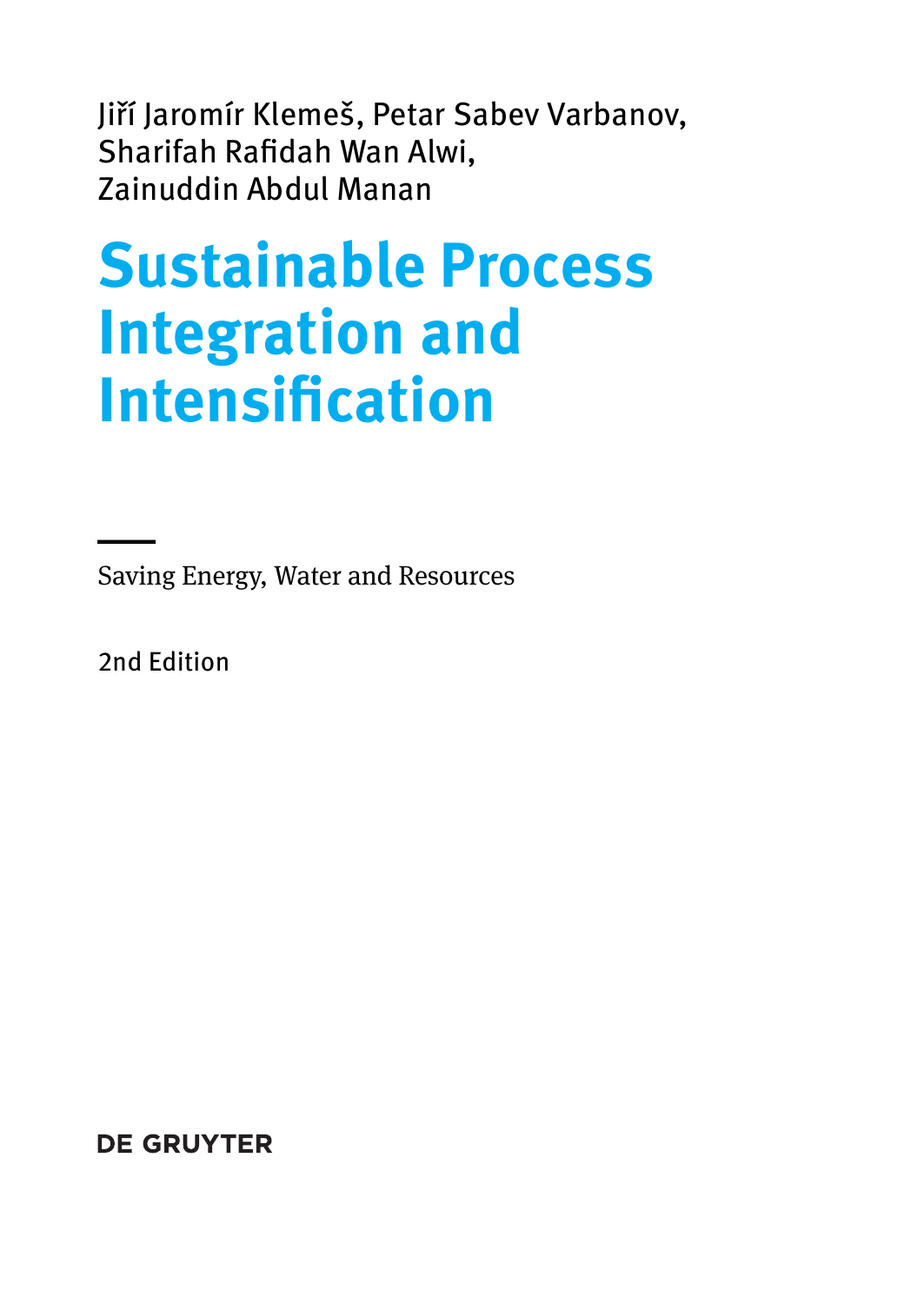Jiří Jaromír Klemeš, Petar Sabev Varbanov, Sharifah Rafidah Wan Alwi, Zainuddin Abdul Manan

# Sustainable Process Integration and Intensification

Saving Energy, Water and Resources

2nd Edition

DE GRUYTER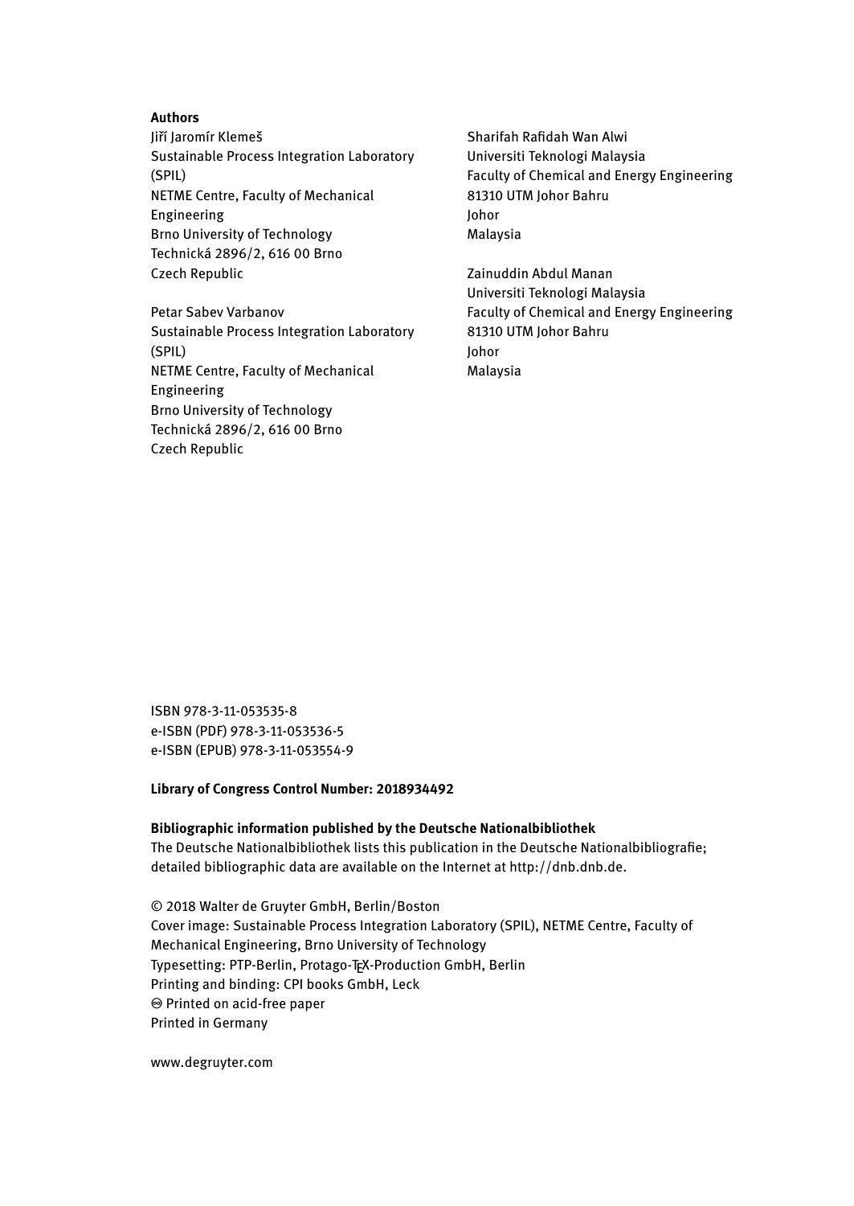**Authors**

Jiří Jaromír Klemeš
Sustainable Process Integration Laboratory (SPIL)
NETME Centre, Faculty of Mechanical Engineering
Brno University of Technology
Technická 2896/2, 616 00 Brno
Czech Republic

Petar Sabev Varbanov
Sustainable Process Integration Laboratory (SPIL)
NETME Centre, Faculty of Mechanical Engineering
Brno University of Technology
Technická 2896/2, 616 00 Brno
Czech Republic

Sharifah Rafidah Wan Alwi
Universiti Teknologi Malaysia
Faculty of Chemical and Energy Engineering
81310 UTM Johor Bahru
Johor
Malaysia

Zainuddin Abdul Manan
Universiti Teknologi Malaysia
Faculty of Chemical and Energy Engineering
81310 UTM Johor Bahru
Johor
Malaysia

ISBN 978-3-11-053535-8
e-ISBN (PDF) 978-3-11-053536-5
e-ISBN (EPUB) 978-3-11-053554-9

**Library of Congress Control Number: 2018934492**

**Bibliographic information published by the Deutsche Nationalbibliothek**
The Deutsche Nationalbibliothek lists this publication in the Deutsche Nationalbibliografie; detailed bibliographic data are available on the Internet at http://dnb.dnb.de.

© 2018 Walter de Gruyter GmbH, Berlin/Boston
Cover image: Sustainable Process Integration Laboratory (SPIL), NETME Centre, Faculty of Mechanical Engineering, Brno University of Technology
Typesetting: PTP-Berlin, Protago-TEX-Production GmbH, Berlin
Printing and binding: CPI books GmbH, Leck
♾ Printed on acid-free paper
Printed in Germany

www.degruyter.com